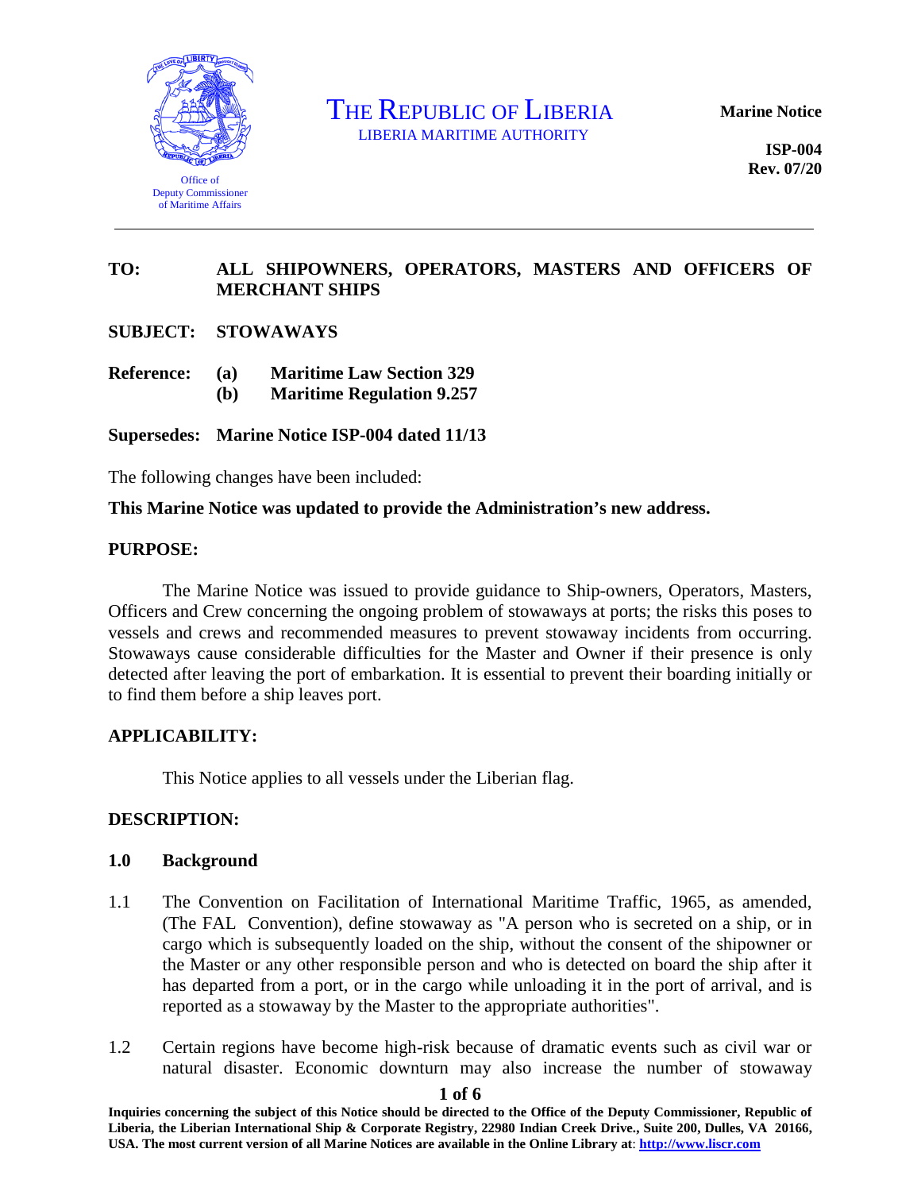THE REPUBLIC OF LIBERIA
LIBERIA MARITIME AUTHORITY

Office of Deputy Commissioner of Maritime Affairs

**Marine Notice**

**ISP-004**
**Rev. 07/20**

---

**TO:** **ALL SHIPOWNERS, OPERATORS, MASTERS AND OFFICERS OF MERCHANT SHIPS**

**SUBJECT:** **STOWAWAYS**

**Reference:**
**(a) Maritime Law Section 329**
**(b) Maritime Regulation 9.257**

**Supersedes:** **Marine Notice ISP-004 dated 11/13**

The following changes have been included:

**This Marine Notice was updated to provide the Administration's new address.**

## PURPOSE:

The Marine Notice was issued to provide guidance to Ship-owners, Operators, Masters, Officers and Crew concerning the ongoing problem of stowaways at ports; the risks this poses to vessels and crews and recommended measures to prevent stowaway incidents from occurring. Stowaways cause considerable difficulties for the Master and Owner if their presence is only detected after leaving the port of embarkation. It is essential to prevent their boarding initially or to find them before a ship leaves port.

## APPLICABILITY:

This Notice applies to all vessels under the Liberian flag.

## DESCRIPTION:

### 1.0 Background

1.1 The Convention on Facilitation of International Maritime Traffic, 1965, as amended, (The FAL Convention), define stowaway as "A person who is secreted on a ship, or in cargo which is subsequently loaded on the ship, without the consent of the shipowner or the Master or any other responsible person and who is detected on board the ship after it has departed from a port, or in the cargo while unloading it in the port of arrival, and is reported as a stowaway by the Master to the appropriate authorities".

1.2 Certain regions have become high-risk because of dramatic events such as civil war or natural disaster. Economic downturn may also increase the number of stowaway

**Inquiries concerning the subject of this Notice should be directed to the Office of the Deputy Commissioner, Republic of Liberia, the Liberian International Ship & Corporate Registry, 22980 Indian Creek Drive., Suite 200, Dulles, VA 20166, USA. The most current version of all Marine Notices are available in the Online Library at: http://www.liscr.com**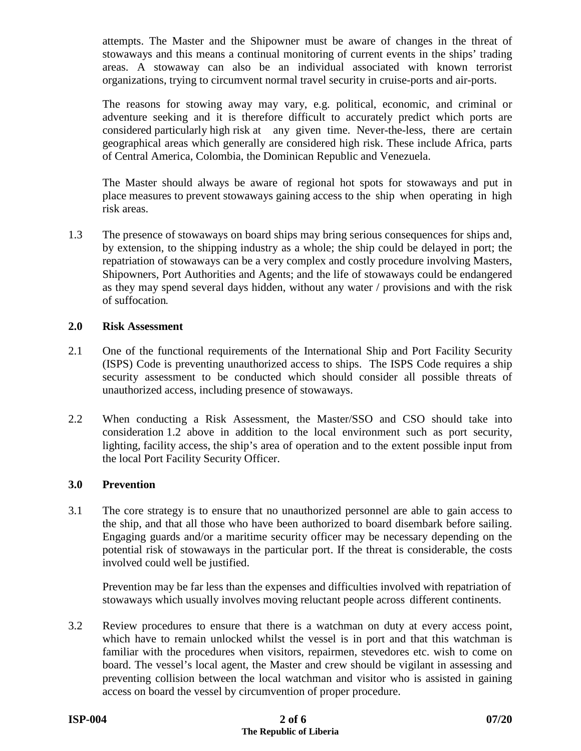attempts. The Master and the Shipowner must be aware of changes in the threat of stowaways and this means a continual monitoring of current events in the ships' trading areas. A stowaway can also be an individual associated with known terrorist organizations, trying to circumvent normal travel security in cruise-ports and air-ports.

The reasons for stowing away may vary, e.g. political, economic, and criminal or adventure seeking and it is therefore difficult to accurately predict which ports are considered particularly high risk at any given time. Never-the-less, there are certain geographical areas which generally are considered high risk. These include Africa, parts of Central America, Colombia, the Dominican Republic and Venezuela.

The Master should always be aware of regional hot spots for stowaways and put in place measures to prevent stowaways gaining access to the ship when operating in high risk areas.

1.3 The presence of stowaways on board ships may bring serious consequences for ships and, by extension, to the shipping industry as a whole; the ship could be delayed in port; the repatriation of stowaways can be a very complex and costly procedure involving Masters, Shipowners, Port Authorities and Agents; and the life of stowaways could be endangered as they may spend several days hidden, without any water / provisions and with the risk of suffocation.

## 2.0 Risk Assessment

2.1 One of the functional requirements of the International Ship and Port Facility Security (ISPS) Code is preventing unauthorized access to ships. The ISPS Code requires a ship security assessment to be conducted which should consider all possible threats of unauthorized access, including presence of stowaways.

2.2 When conducting a Risk Assessment, the Master/SSO and CSO should take into consideration 1.2 above in addition to the local environment such as port security, lighting, facility access, the ship's area of operation and to the extent possible input from the local Port Facility Security Officer.

## 3.0 Prevention

3.1 The core strategy is to ensure that no unauthorized personnel are able to gain access to the ship, and that all those who have been authorized to board disembark before sailing. Engaging guards and/or a maritime security officer may be necessary depending on the potential risk of stowaways in the particular port. If the threat is considerable, the costs involved could well be justified.

Prevention may be far less than the expenses and difficulties involved with repatriation of stowaways which usually involves moving reluctant people across different continents.

3.2 Review procedures to ensure that there is a watchman on duty at every access point, which have to remain unlocked whilst the vessel is in port and that this watchman is familiar with the procedures when visitors, repairmen, stevedores etc. wish to come on board. The vessel's local agent, the Master and crew should be vigilant in assessing and preventing collision between the local watchman and visitor who is assisted in gaining access on board the vessel by circumvention of proper procedure.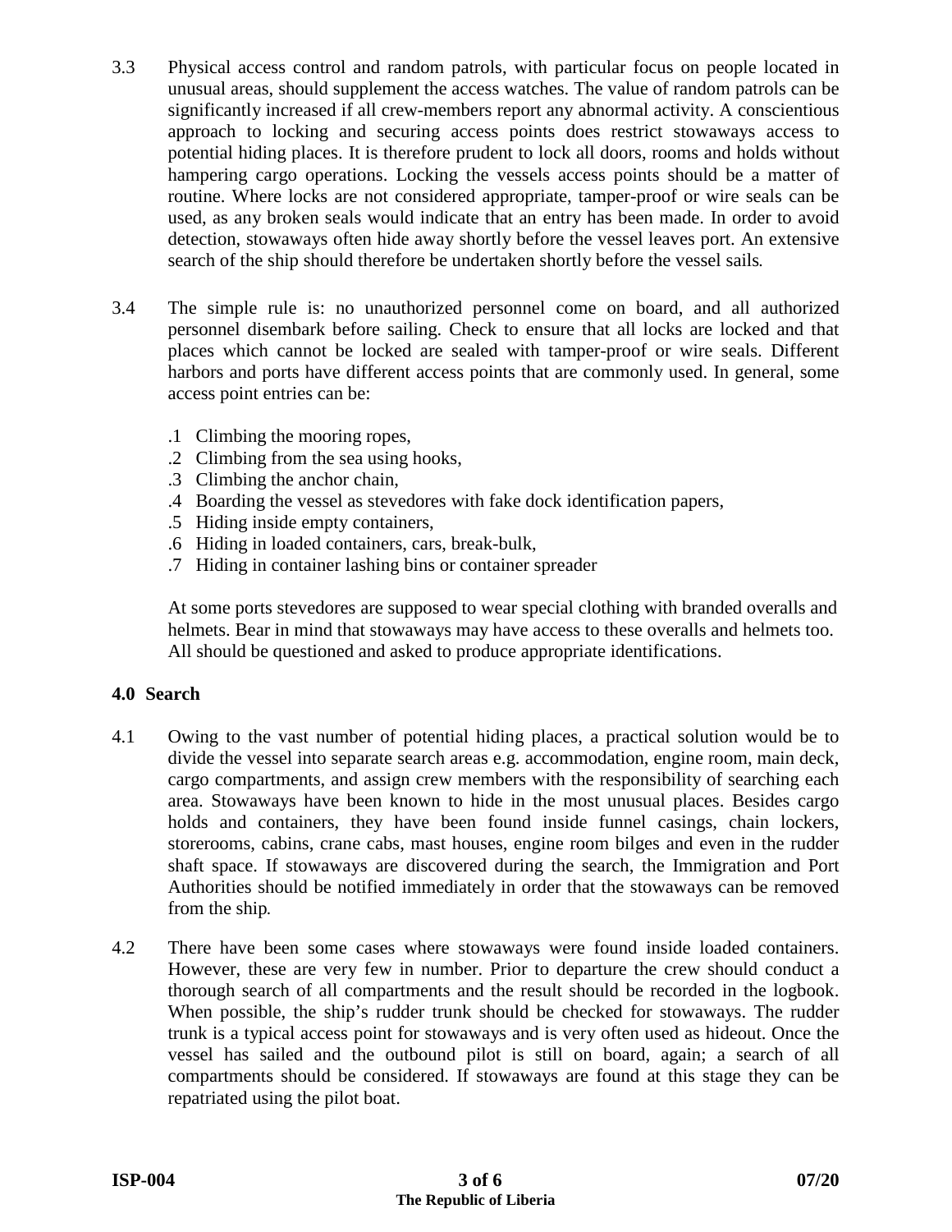3.3 Physical access control and random patrols, with particular focus on people located in unusual areas, should supplement the access watches. The value of random patrols can be significantly increased if all crew-members report any abnormal activity. A conscientious approach to locking and securing access points does restrict stowaways access to potential hiding places. It is therefore prudent to lock all doors, rooms and holds without hampering cargo operations. Locking the vessels access points should be a matter of routine. Where locks are not considered appropriate, tamper-proof or wire seals can be used, as any broken seals would indicate that an entry has been made. In order to avoid detection, stowaways often hide away shortly before the vessel leaves port. An extensive search of the ship should therefore be undertaken shortly before the vessel sails.

3.4 The simple rule is: no unauthorized personnel come on board, and all authorized personnel disembark before sailing. Check to ensure that all locks are locked and that places which cannot be locked are sealed with tamper-proof or wire seals. Different harbors and ports have different access points that are commonly used. In general, some access point entries can be:

.1 Climbing the mooring ropes,
.2 Climbing from the sea using hooks,
.3 Climbing the anchor chain,
.4 Boarding the vessel as stevedores with fake dock identification papers,
.5 Hiding inside empty containers,
.6 Hiding in loaded containers, cars, break-bulk,
.7 Hiding in container lashing bins or container spreader

At some ports stevedores are supposed to wear special clothing with branded overalls and helmets. Bear in mind that stowaways may have access to these overalls and helmets too. All should be questioned and asked to produce appropriate identifications.

## 4.0 Search

4.1 Owing to the vast number of potential hiding places, a practical solution would be to divide the vessel into separate search areas e.g. accommodation, engine room, main deck, cargo compartments, and assign crew members with the responsibility of searching each area. Stowaways have been known to hide in the most unusual places. Besides cargo holds and containers, they have been found inside funnel casings, chain lockers, storerooms, cabins, crane cabs, mast houses, engine room bilges and even in the rudder shaft space. If stowaways are discovered during the search, the Immigration and Port Authorities should be notified immediately in order that the stowaways can be removed from the ship.

4.2 There have been some cases where stowaways were found inside loaded containers. However, these are very few in number. Prior to departure the crew should conduct a thorough search of all compartments and the result should be recorded in the logbook. When possible, the ship's rudder trunk should be checked for stowaways. The rudder trunk is a typical access point for stowaways and is very often used as hideout. Once the vessel has sailed and the outbound pilot is still on board, again; a search of all compartments should be considered. If stowaways are found at this stage they can be repatriated using the pilot boat.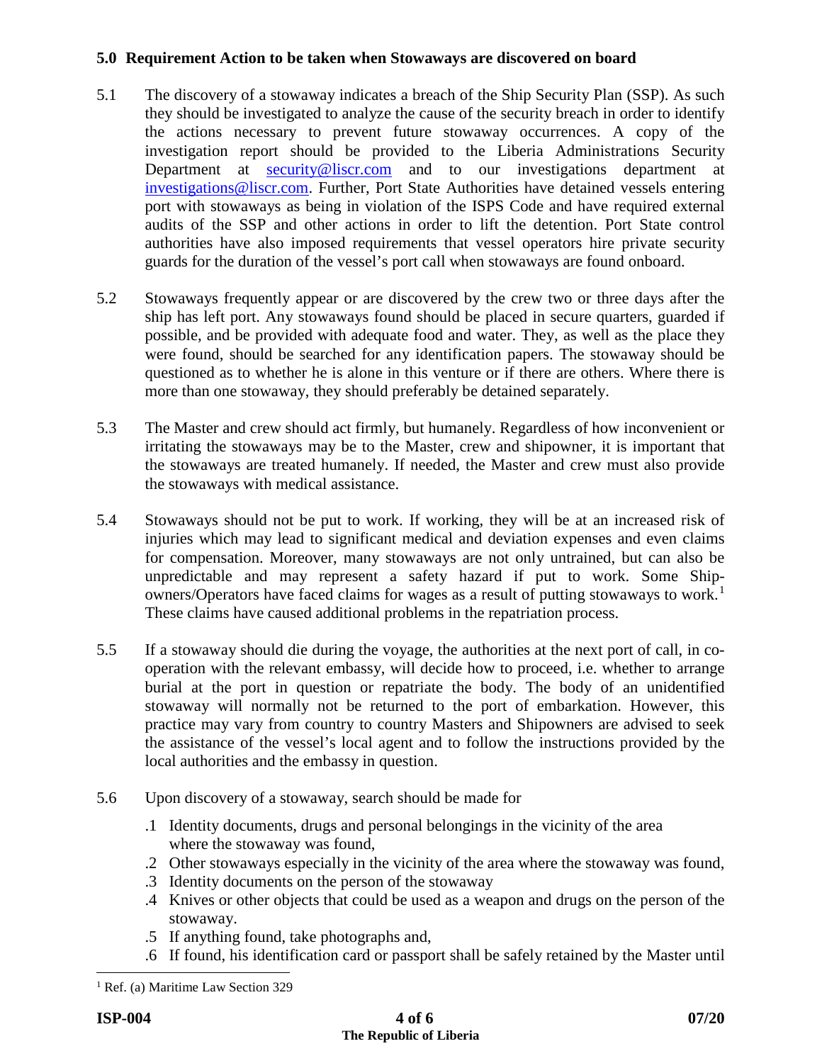### 5.0 Requirement Action to be taken when Stowaways are discovered on board

5.1 The discovery of a stowaway indicates a breach of the Ship Security Plan (SSP). As such they should be investigated to analyze the cause of the security breach in order to identify the actions necessary to prevent future stowaway occurrences. A copy of the investigation report should be provided to the Liberia Administrations Security Department at security@liscr.com and to our investigations department at investigations@liscr.com. Further, Port State Authorities have detained vessels entering port with stowaways as being in violation of the ISPS Code and have required external audits of the SSP and other actions in order to lift the detention. Port State control authorities have also imposed requirements that vessel operators hire private security guards for the duration of the vessel's port call when stowaways are found onboard.

5.2 Stowaways frequently appear or are discovered by the crew two or three days after the ship has left port. Any stowaways found should be placed in secure quarters, guarded if possible, and be provided with adequate food and water. They, as well as the place they were found, should be searched for any identification papers. The stowaway should be questioned as to whether he is alone in this venture or if there are others. Where there is more than one stowaway, they should preferably be detained separately.

5.3 The Master and crew should act firmly, but humanely. Regardless of how inconvenient or irritating the stowaways may be to the Master, crew and shipowner, it is important that the stowaways are treated humanely. If needed, the Master and crew must also provide the stowaways with medical assistance.

5.4 Stowaways should not be put to work. If working, they will be at an increased risk of injuries which may lead to significant medical and deviation expenses and even claims for compensation. Moreover, many stowaways are not only untrained, but can also be unpredictable and may represent a safety hazard if put to work. Some Ship-owners/Operators have faced claims for wages as a result of putting stowaways to work.[1] These claims have caused additional problems in the repatriation process.

5.5 If a stowaway should die during the voyage, the authorities at the next port of call, in co-operation with the relevant embassy, will decide how to proceed, i.e. whether to arrange burial at the port in question or repatriate the body. The body of an unidentified stowaway will normally not be returned to the port of embarkation. However, this practice may vary from country to country Masters and Shipowners are advised to seek the assistance of the vessel's local agent and to follow the instructions provided by the local authorities and the embassy in question.

5.6 Upon discovery of a stowaway, search should be made for

- .1 Identity documents, drugs and personal belongings in the vicinity of the area where the stowaway was found,
- .2 Other stowaways especially in the vicinity of the area where the stowaway was found,
- .3 Identity documents on the person of the stowaway
- .4 Knives or other objects that could be used as a weapon and drugs on the person of the stowaway.
- .5 If anything found, take photographs and,
- .6 If found, his identification card or passport shall be safely retained by the Master until

---

[1] Ref. (a) Maritime Law Section 329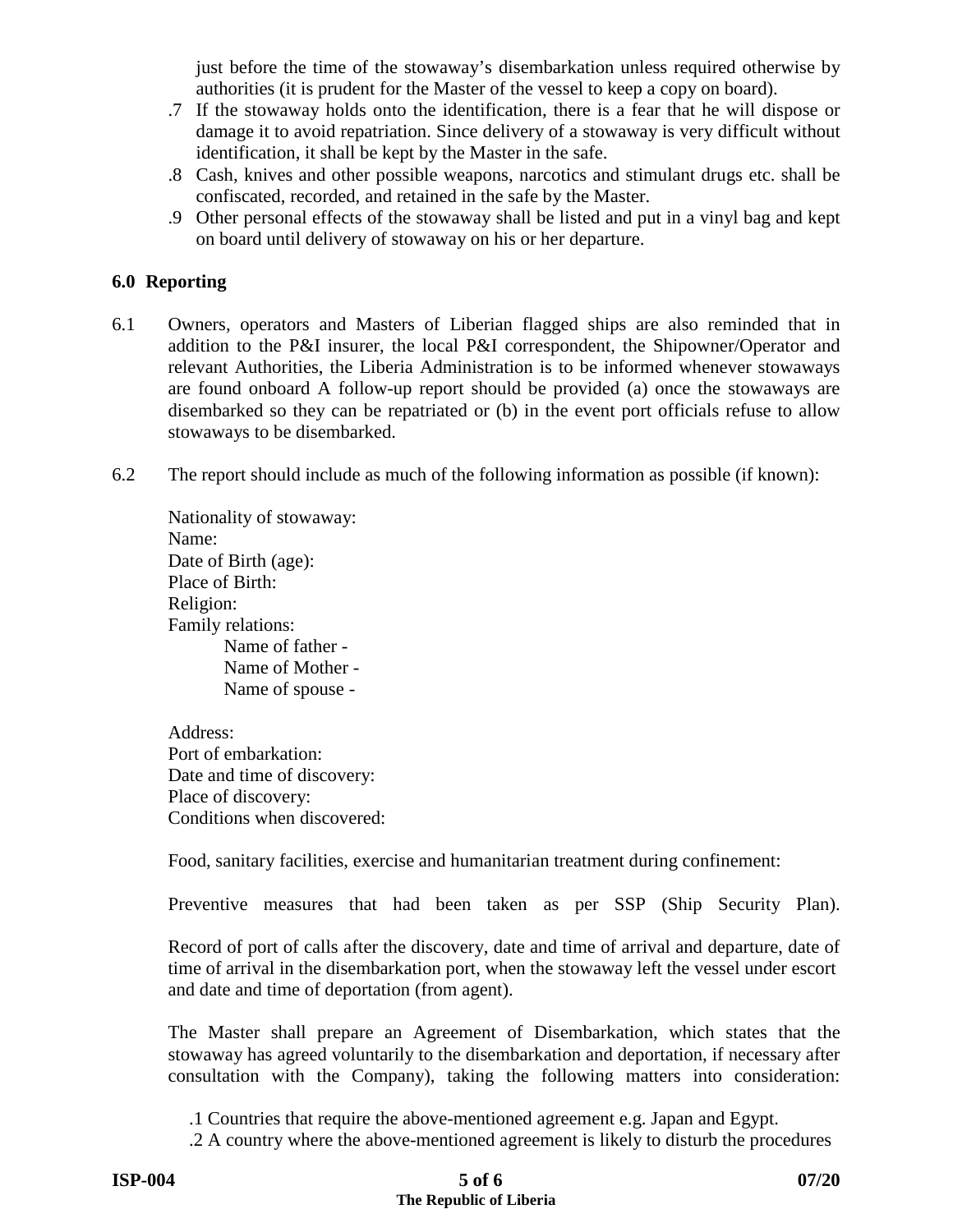just before the time of the stowaway's disembarkation unless required otherwise by authorities (it is prudent for the Master of the vessel to keep a copy on board).

.7 If the stowaway holds onto the identification, there is a fear that he will dispose or damage it to avoid repatriation. Since delivery of a stowaway is very difficult without identification, it shall be kept by the Master in the safe.

.8 Cash, knives and other possible weapons, narcotics and stimulant drugs etc. shall be confiscated, recorded, and retained in the safe by the Master.

.9 Other personal effects of the stowaway shall be listed and put in a vinyl bag and kept on board until delivery of stowaway on his or her departure.

## 6.0 Reporting

6.1 Owners, operators and Masters of Liberian flagged ships are also reminded that in addition to the P&I insurer, the local P&I correspondent, the Shipowner/Operator and relevant Authorities, the Liberia Administration is to be informed whenever stowaways are found onboard A follow-up report should be provided (a) once the stowaways are disembarked so they can be repatriated or (b) in the event port officials refuse to allow stowaways to be disembarked.

6.2 The report should include as much of the following information as possible (if known):

Nationality of stowaway:
Name:
Date of Birth (age):
Place of Birth:
Religion:
Family relations:
- Name of father -
- Name of Mother -
- Name of spouse -

Address:
Port of embarkation:
Date and time of discovery:
Place of discovery:
Conditions when discovered:

Food, sanitary facilities, exercise and humanitarian treatment during confinement:

Preventive measures that had been taken as per SSP (Ship Security Plan).

Record of port of calls after the discovery, date and time of arrival and departure, date of time of arrival in the disembarkation port, when the stowaway left the vessel under escort and date and time of deportation (from agent).

The Master shall prepare an Agreement of Disembarkation, which states that the stowaway has agreed voluntarily to the disembarkation and deportation, if necessary after consultation with the Company), taking the following matters into consideration:

.1 Countries that require the above-mentioned agreement e.g. Japan and Egypt.
.2 A country where the above-mentioned agreement is likely to disturb the procedures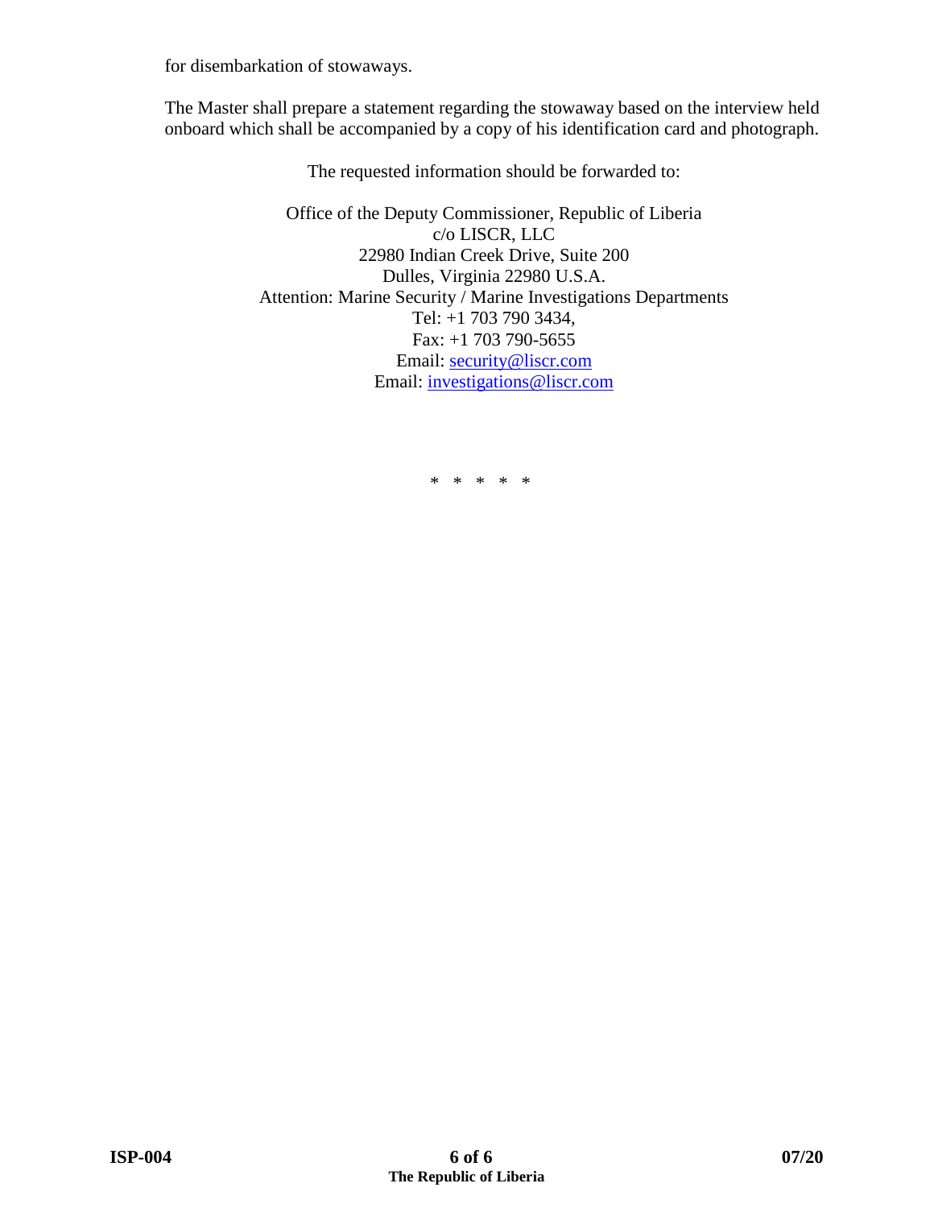for disembarkation of stowaways.

The Master shall prepare a statement regarding the stowaway based on the interview held onboard which shall be accompanied by a copy of his identification card and photograph.

The requested information should be forwarded to:

Office of the Deputy Commissioner, Republic of Liberia  
c/o LISCR, LLC  
22980 Indian Creek Drive, Suite 200  
Dulles, Virginia 22980 U.S.A.  
Attention: Marine Security / Marine Investigations Departments  
Tel: +1 703 790 3434,  
Fax: +1 703 790-5655  
Email: security@liscr.com  
Email: investigations@liscr.com

\* \* \* \* \*